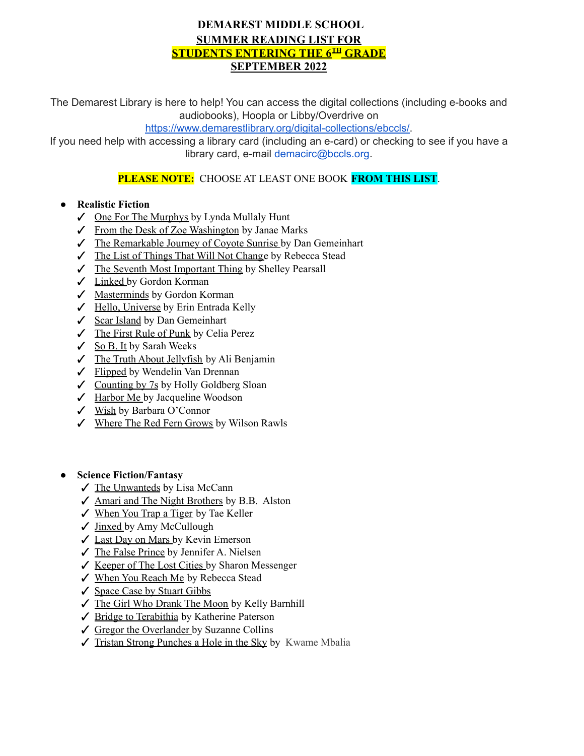# DEMAREST MIDDLE SCHOOL

## SUMMER READING LIST FOR

## STUDENTS ENTERING THE 6TH GRADE

## SEPTEMBER 2022

The Demarest Library is here to help! You can access the digital collections (including e-books and audiobooks), Hoopla or Libby/Overdrive on https://www.demarestlibrary.org/digital-collections/ebccls/.

If you need help with accessing a library card (including an e-card) or checking to see if you have a library card, e-mail demacirc@bccls.org.

**PLEASE NOTE:** CHOOSE AT LEAST ONE BOOK **FROM THIS LIST**.

- **Realistic Fiction**
  - ✓ One For The Murphys by Lynda Mullaly Hunt
  - ✓ From the Desk of Zoe Washington by Janae Marks
  - ✓ The Remarkable Journey of Coyote Sunrise by Dan Gemeinhart
  - ✓ The List of Things That Will Not Change by Rebecca Stead
  - ✓ The Seventh Most Important Thing by Shelley Pearsall
  - ✓ Linked by Gordon Korman
  - ✓ Masterminds by Gordon Korman
  - ✓ Hello, Universe by Erin Entrada Kelly
  - ✓ Scar Island by Dan Gemeinhart
  - ✓ The First Rule of Punk by Celia Perez
  - ✓ So B. It by Sarah Weeks
  - ✓ The Truth About Jellyfish by Ali Benjamin
  - ✓ Flipped by Wendelin Van Drennan
  - ✓ Counting by 7s by Holly Goldberg Sloan
  - ✓ Harbor Me by Jacqueline Woodson
  - ✓ Wish by Barbara O'Connor
  - ✓ Where The Red Fern Grows by Wilson Rawls

- **Science Fiction/Fantasy**
  - ✓ The Unwanteds by Lisa McCann
  - ✓ Amari and The Night Brothers by B.B. Alston
  - ✓ When You Trap a Tiger by Tae Keller
  - ✓ Jinxed by Amy McCullough
  - ✓ Last Day on Mars by Kevin Emerson
  - ✓ The False Prince by Jennifer A. Nielsen
  - ✓ Keeper of The Lost Cities by Sharon Messenger
  - ✓ When You Reach Me by Rebecca Stead
  - ✓ Space Case by Stuart Gibbs
  - ✓ The Girl Who Drank The Moon by Kelly Barnhill
  - ✓ Bridge to Terabithia by Katherine Paterson
  - ✓ Gregor the Overlander by Suzanne Collins
  - ✓ Tristan Strong Punches a Hole in the Sky by Kwame Mbalia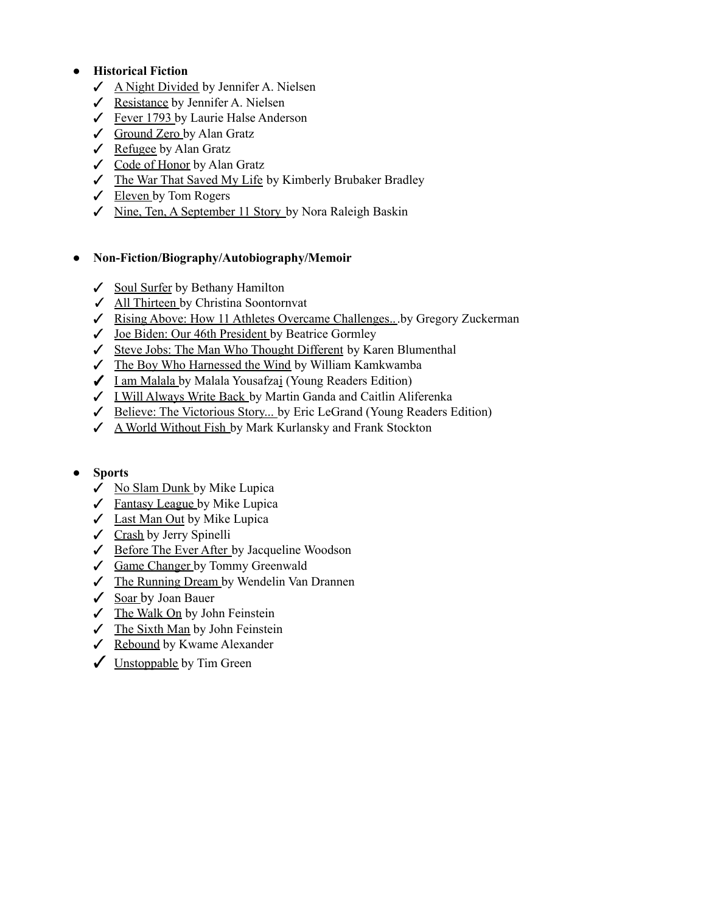- **Historical Fiction**
  - ✓ A Night Divided by Jennifer A. Nielsen
  - ✓ Resistance by Jennifer A. Nielsen
  - ✓ Fever 1793 by Laurie Halse Anderson
  - ✓ Ground Zero by Alan Gratz
  - ✓ Refugee by Alan Gratz
  - ✓ Code of Honor by Alan Gratz
  - ✓ The War That Saved My Life by Kimberly Brubaker Bradley
  - ✓ Eleven by Tom Rogers
  - ✓ Nine, Ten, A September 11 Story by Nora Raleigh Baskin

- **Non-Fiction/Biography/Autobiography/Memoir**
  - ✓ Soul Surfer by Bethany Hamilton
  - ✓ All Thirteen by Christina Soontornvat
  - ✓ Rising Above: How 11 Athletes Overcame Challenges.. .by Gregory Zuckerman
  - ✓ Joe Biden: Our 46th President by Beatrice Gormley
  - ✓ Steve Jobs: The Man Who Thought Different by Karen Blumenthal
  - ✓ The Boy Who Harnessed the Wind by William Kamkwamba
  - ✓ I am Malala by Malala Yousafzai (Young Readers Edition)
  - ✓ I Will Always Write Back by Martin Ganda and Caitlin Aliferenka
  - ✓ Believe: The Victorious Story... by Eric LeGrand (Young Readers Edition)
  - ✓ A World Without Fish by Mark Kurlansky and Frank Stockton

- **Sports**
  - ✓ No Slam Dunk by Mike Lupica
  - ✓ Fantasy League by Mike Lupica
  - ✓ Last Man Out by Mike Lupica
  - ✓ Crash by Jerry Spinelli
  - ✓ Before The Ever After by Jacqueline Woodson
  - ✓ Game Changer by Tommy Greenwald
  - ✓ The Running Dream by Wendelin Van Drannen
  - ✓ Soar by Joan Bauer
  - ✓ The Walk On by John Feinstein
  - ✓ The Sixth Man by John Feinstein
  - ✓ Rebound by Kwame Alexander
  - ✓ Unstoppable by Tim Green